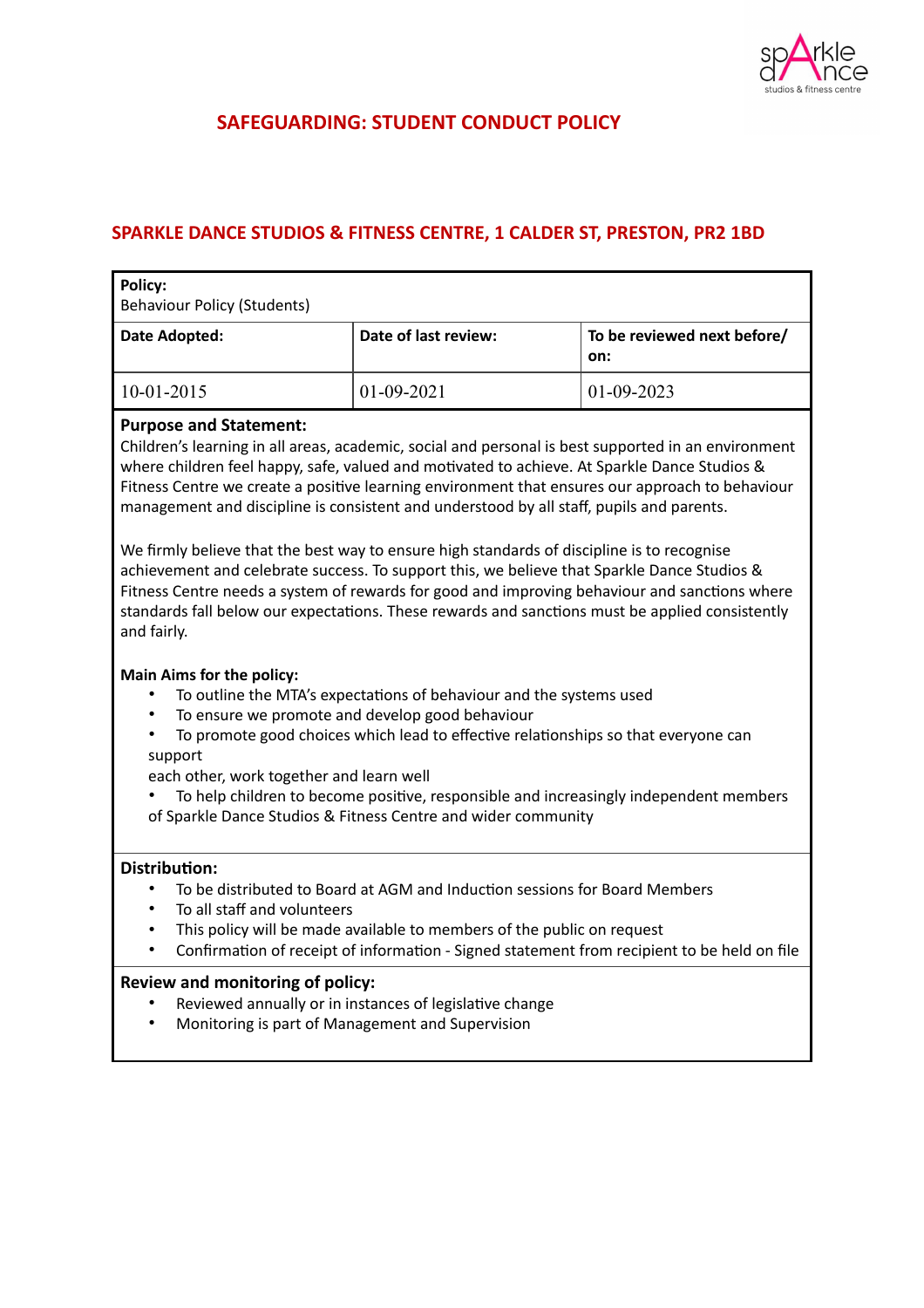# SAFEGUARDING: STUDENT CONDUCT POLICY

## SPARKLE DANCE STUDIOS & FITNESS CENTRE, 1 CALDER ST, PRESTON, PR2 1BD

| **Policy:**<br>Behaviour Policy (Students) | | |
|---|---|---|
| **Date Adopted:** | **Date of last review:** | **To be reviewed next before/ on:** |
| 10-01-2015 | 01-09-2021 | 01-09-2023 |

**Purpose and Statement:**

Children's learning in all areas, academic, social and personal is best supported in an environment where children feel happy, safe, valued and motivated to achieve. At Sparkle Dance Studios & Fitness Centre we create a positive learning environment that ensures our approach to behaviour management and discipline is consistent and understood by all staff, pupils and parents.

We firmly believe that the best way to ensure high standards of discipline is to recognise achievement and celebrate success. To support this, we believe that Sparkle Dance Studios & Fitness Centre needs a system of rewards for good and improving behaviour and sanctions where standards fall below our expectations. These rewards and sanctions must be applied consistently and fairly.

**Main Aims for the policy:**

- To outline the MTA's expectations of behaviour and the systems used
- To ensure we promote and develop good behaviour
- To promote good choices which lead to effective relationships so that everyone can support each other, work together and learn well
- To help children to become positive, responsible and increasingly independent members of Sparkle Dance Studios & Fitness Centre and wider community

**Distribution:**

- To be distributed to Board at AGM and Induction sessions for Board Members
- To all staff and volunteers
- This policy will be made available to members of the public on request
- Confirmation of receipt of information - Signed statement from recipient to be held on file

**Review and monitoring of policy:**

- Reviewed annually or in instances of legislative change
- Monitoring is part of Management and Supervision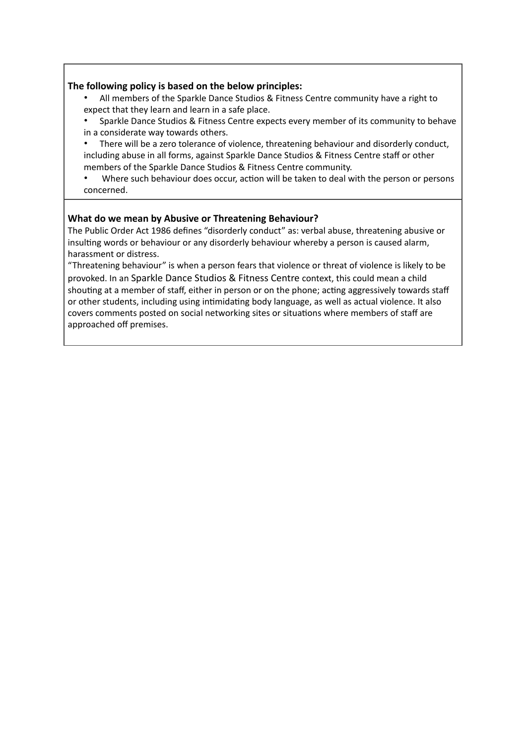**The following policy is based on the below principles:**

- All members of the Sparkle Dance Studios & Fitness Centre community have a right to expect that they learn and learn in a safe place.
- Sparkle Dance Studios & Fitness Centre expects every member of its community to behave in a considerate way towards others.
- There will be a zero tolerance of violence, threatening behaviour and disorderly conduct, including abuse in all forms, against Sparkle Dance Studios & Fitness Centre staff or other members of the Sparkle Dance Studios & Fitness Centre community.
- Where such behaviour does occur, action will be taken to deal with the person or persons concerned.

**What do we mean by Abusive or Threatening Behaviour?**

The Public Order Act 1986 defines "disorderly conduct" as: verbal abuse, threatening abusive or insulting words or behaviour or any disorderly behaviour whereby a person is caused alarm, harassment or distress.

"Threatening behaviour" is when a person fears that violence or threat of violence is likely to be provoked. In an Sparkle Dance Studios & Fitness Centre context, this could mean a child shouting at a member of staff, either in person or on the phone; acting aggressively towards staff or other students, including using intimidating body language, as well as actual violence. It also covers comments posted on social networking sites or situations where members of staff are approached off premises.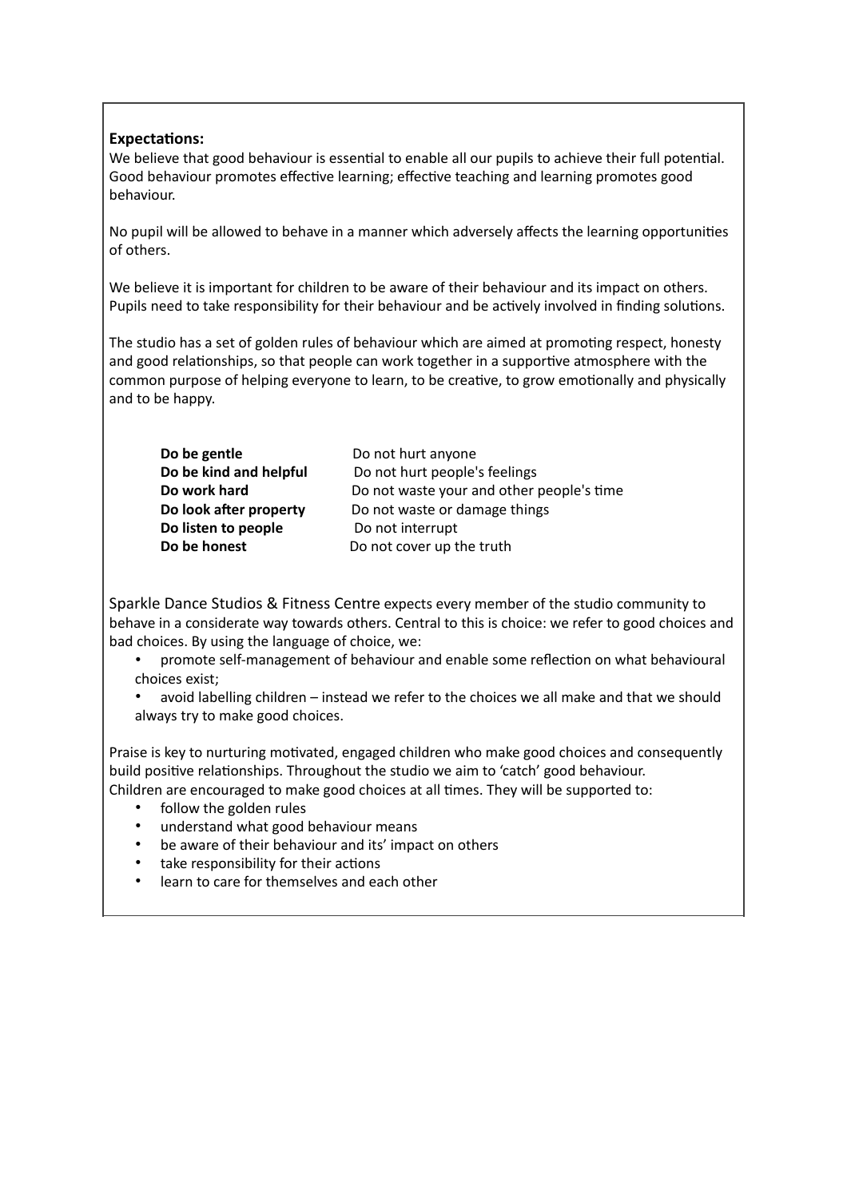**Expectations:**

We believe that good behaviour is essential to enable all our pupils to achieve their full potential. Good behaviour promotes effective learning; effective teaching and learning promotes good behaviour.

No pupil will be allowed to behave in a manner which adversely affects the learning opportunities of others.

We believe it is important for children to be aware of their behaviour and its impact on others. Pupils need to take responsibility for their behaviour and be actively involved in finding solutions.

The studio has a set of golden rules of behaviour which are aimed at promoting respect, honesty and good relationships, so that people can work together in a supportive atmosphere with the common purpose of helping everyone to learn, to be creative, to grow emotionally and physically and to be happy.

| | |
|---|---|
| **Do be gentle** | Do not hurt anyone |
| **Do be kind and helpful** | Do not hurt people's feelings |
| **Do work hard** | Do not waste your and other people's time |
| **Do look after property** | Do not waste or damage things |
| **Do listen to people** | Do not interrupt |
| **Do be honest** | Do not cover up the truth |

Sparkle Dance Studios & Fitness Centre expects every member of the studio community to behave in a considerate way towards others. Central to this is choice: we refer to good choices and bad choices. By using the language of choice, we:

- promote self-management of behaviour and enable some reflection on what behavioural choices exist;
- avoid labelling children – instead we refer to the choices we all make and that we should always try to make good choices.

Praise is key to nurturing motivated, engaged children who make good choices and consequently build positive relationships. Throughout the studio we aim to 'catch' good behaviour. Children are encouraged to make good choices at all times. They will be supported to:

- follow the golden rules
- understand what good behaviour means
- be aware of their behaviour and its' impact on others
- take responsibility for their actions
- learn to care for themselves and each other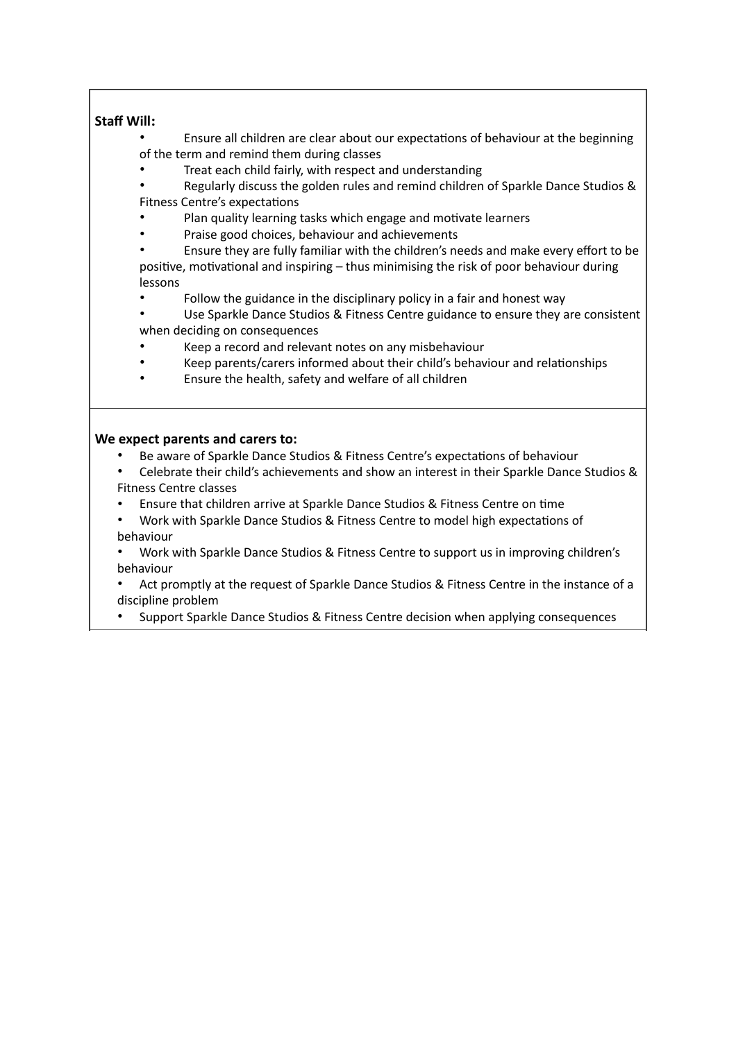**Staff Will:**

- Ensure all children are clear about our expectations of behaviour at the beginning of the term and remind them during classes
- Treat each child fairly, with respect and understanding
- Regularly discuss the golden rules and remind children of Sparkle Dance Studios & Fitness Centre's expectations
- Plan quality learning tasks which engage and motivate learners
- Praise good choices, behaviour and achievements
- Ensure they are fully familiar with the children's needs and make every effort to be positive, motivational and inspiring – thus minimising the risk of poor behaviour during lessons
- Follow the guidance in the disciplinary policy in a fair and honest way
- Use Sparkle Dance Studios & Fitness Centre guidance to ensure they are consistent when deciding on consequences
- Keep a record and relevant notes on any misbehaviour
- Keep parents/carers informed about their child's behaviour and relationships
- Ensure the health, safety and welfare of all children

**We expect parents and carers to:**

- Be aware of Sparkle Dance Studios & Fitness Centre's expectations of behaviour
- Celebrate their child's achievements and show an interest in their Sparkle Dance Studios & Fitness Centre classes
- Ensure that children arrive at Sparkle Dance Studios & Fitness Centre on time
- Work with Sparkle Dance Studios & Fitness Centre to model high expectations of behaviour
- Work with Sparkle Dance Studios & Fitness Centre to support us in improving children's behaviour
- Act promptly at the request of Sparkle Dance Studios & Fitness Centre in the instance of a discipline problem
- Support Sparkle Dance Studios & Fitness Centre decision when applying consequences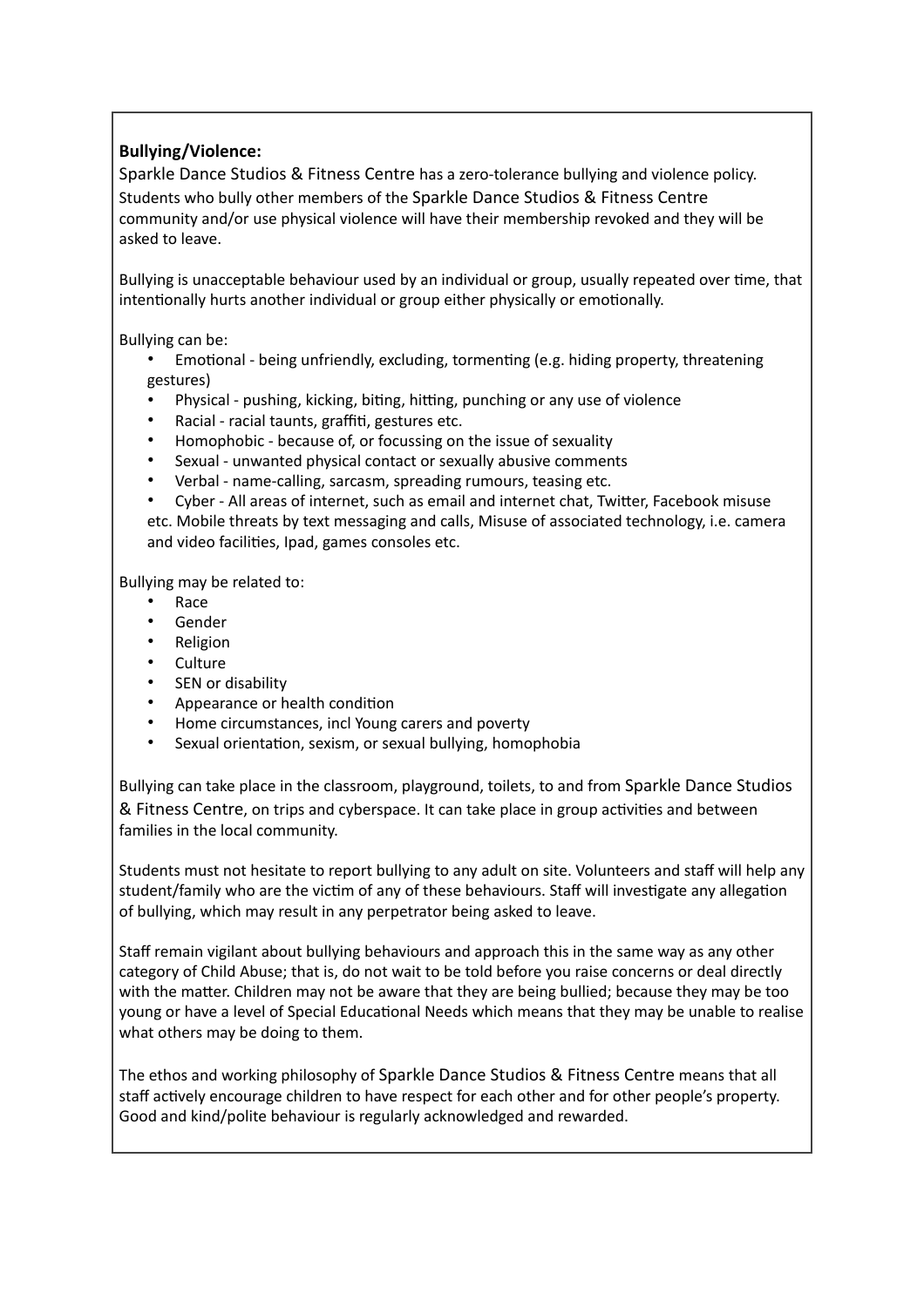**Bullying/Violence:**

Sparkle Dance Studios & Fitness Centre has a zero-tolerance bullying and violence policy. Students who bully other members of the Sparkle Dance Studios & Fitness Centre community and/or use physical violence will have their membership revoked and they will be asked to leave.

Bullying is unacceptable behaviour used by an individual or group, usually repeated over time, that intentionally hurts another individual or group either physically or emotionally.

Bullying can be:

- Emotional - being unfriendly, excluding, tormenting (e.g. hiding property, threatening gestures)
- Physical - pushing, kicking, biting, hitting, punching or any use of violence
- Racial - racial taunts, graffiti, gestures etc.
- Homophobic - because of, or focussing on the issue of sexuality
- Sexual - unwanted physical contact or sexually abusive comments
- Verbal - name-calling, sarcasm, spreading rumours, teasing etc.
- Cyber - All areas of internet, such as email and internet chat, Twitter, Facebook misuse etc. Mobile threats by text messaging and calls, Misuse of associated technology, i.e. camera and video facilities, Ipad, games consoles etc.

Bullying may be related to:

- Race
- Gender
- Religion
- Culture
- SEN or disability
- Appearance or health condition
- Home circumstances, incl Young carers and poverty
- Sexual orientation, sexism, or sexual bullying, homophobia

Bullying can take place in the classroom, playground, toilets, to and from Sparkle Dance Studios & Fitness Centre, on trips and cyberspace. It can take place in group activities and between families in the local community.

Students must not hesitate to report bullying to any adult on site. Volunteers and staff will help any student/family who are the victim of any of these behaviours. Staff will investigate any allegation of bullying, which may result in any perpetrator being asked to leave.

Staff remain vigilant about bullying behaviours and approach this in the same way as any other category of Child Abuse; that is, do not wait to be told before you raise concerns or deal directly with the matter. Children may not be aware that they are being bullied; because they may be too young or have a level of Special Educational Needs which means that they may be unable to realise what others may be doing to them.

The ethos and working philosophy of Sparkle Dance Studios & Fitness Centre means that all staff actively encourage children to have respect for each other and for other people's property. Good and kind/polite behaviour is regularly acknowledged and rewarded.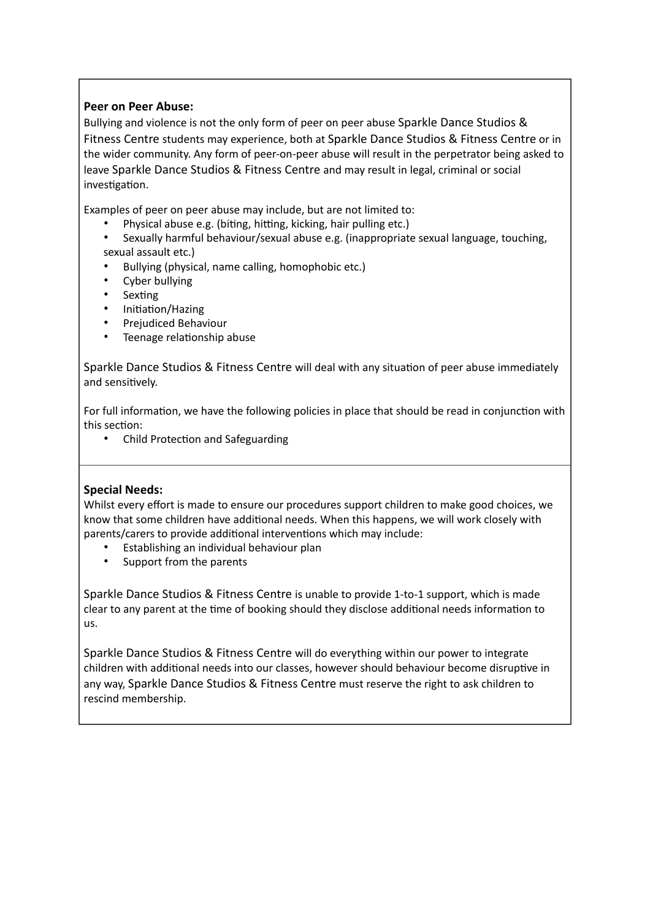**Peer on Peer Abuse:**

Bullying and violence is not the only form of peer on peer abuse Sparkle Dance Studios & Fitness Centre students may experience, both at Sparkle Dance Studios & Fitness Centre or in the wider community. Any form of peer-on-peer abuse will result in the perpetrator being asked to leave Sparkle Dance Studios & Fitness Centre and may result in legal, criminal or social investigation.

Examples of peer on peer abuse may include, but are not limited to:

- Physical abuse e.g. (biting, hitting, kicking, hair pulling etc.)
- Sexually harmful behaviour/sexual abuse e.g. (inappropriate sexual language, touching, sexual assault etc.)
- Bullying (physical, name calling, homophobic etc.)
- Cyber bullying
- Sexting
- Initiation/Hazing
- Prejudiced Behaviour
- Teenage relationship abuse

Sparkle Dance Studios & Fitness Centre will deal with any situation of peer abuse immediately and sensitively.

For full information, we have the following policies in place that should be read in conjunction with this section:

- Child Protection and Safeguarding

**Special Needs:**

Whilst every effort is made to ensure our procedures support children to make good choices, we know that some children have additional needs. When this happens, we will work closely with parents/carers to provide additional interventions which may include:

- Establishing an individual behaviour plan
- Support from the parents

Sparkle Dance Studios & Fitness Centre is unable to provide 1-to-1 support, which is made clear to any parent at the time of booking should they disclose additional needs information to us.

Sparkle Dance Studios & Fitness Centre will do everything within our power to integrate children with additional needs into our classes, however should behaviour become disruptive in any way, Sparkle Dance Studios & Fitness Centre must reserve the right to ask children to rescind membership.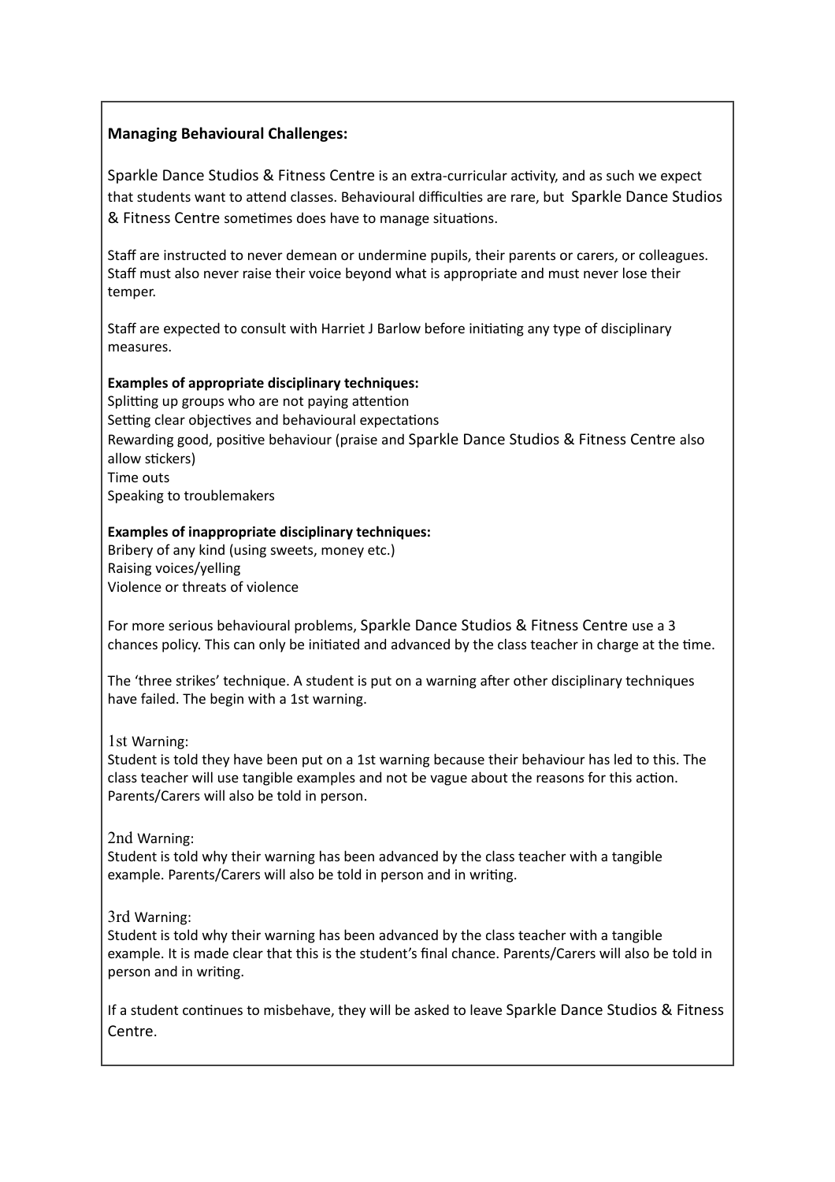**Managing Behavioural Challenges:**

Sparkle Dance Studios & Fitness Centre is an extra-curricular activity, and as such we expect that students want to attend classes. Behavioural difficulties are rare, but Sparkle Dance Studios & Fitness Centre sometimes does have to manage situations.

Staff are instructed to never demean or undermine pupils, their parents or carers, or colleagues. Staff must also never raise their voice beyond what is appropriate and must never lose their temper.

Staff are expected to consult with Harriet J Barlow before initiating any type of disciplinary measures.

**Examples of appropriate disciplinary techniques:**
Splitting up groups who are not paying attention
Setting clear objectives and behavioural expectations
Rewarding good, positive behaviour (praise and Sparkle Dance Studios & Fitness Centre also allow stickers)
Time outs
Speaking to troublemakers

**Examples of inappropriate disciplinary techniques:**
Bribery of any kind (using sweets, money etc.)
Raising voices/yelling
Violence or threats of violence

For more serious behavioural problems, Sparkle Dance Studios & Fitness Centre use a 3 chances policy. This can only be initiated and advanced by the class teacher in charge at the time.

The 'three strikes' technique. A student is put on a warning after other disciplinary techniques have failed. The begin with a 1st warning.

1st Warning:
Student is told they have been put on a 1st warning because their behaviour has led to this. The class teacher will use tangible examples and not be vague about the reasons for this action. Parents/Carers will also be told in person.

2nd Warning:
Student is told why their warning has been advanced by the class teacher with a tangible example. Parents/Carers will also be told in person and in writing.

3rd Warning:
Student is told why their warning has been advanced by the class teacher with a tangible example. It is made clear that this is the student's final chance. Parents/Carers will also be told in person and in writing.

If a student continues to misbehave, they will be asked to leave Sparkle Dance Studios & Fitness Centre.